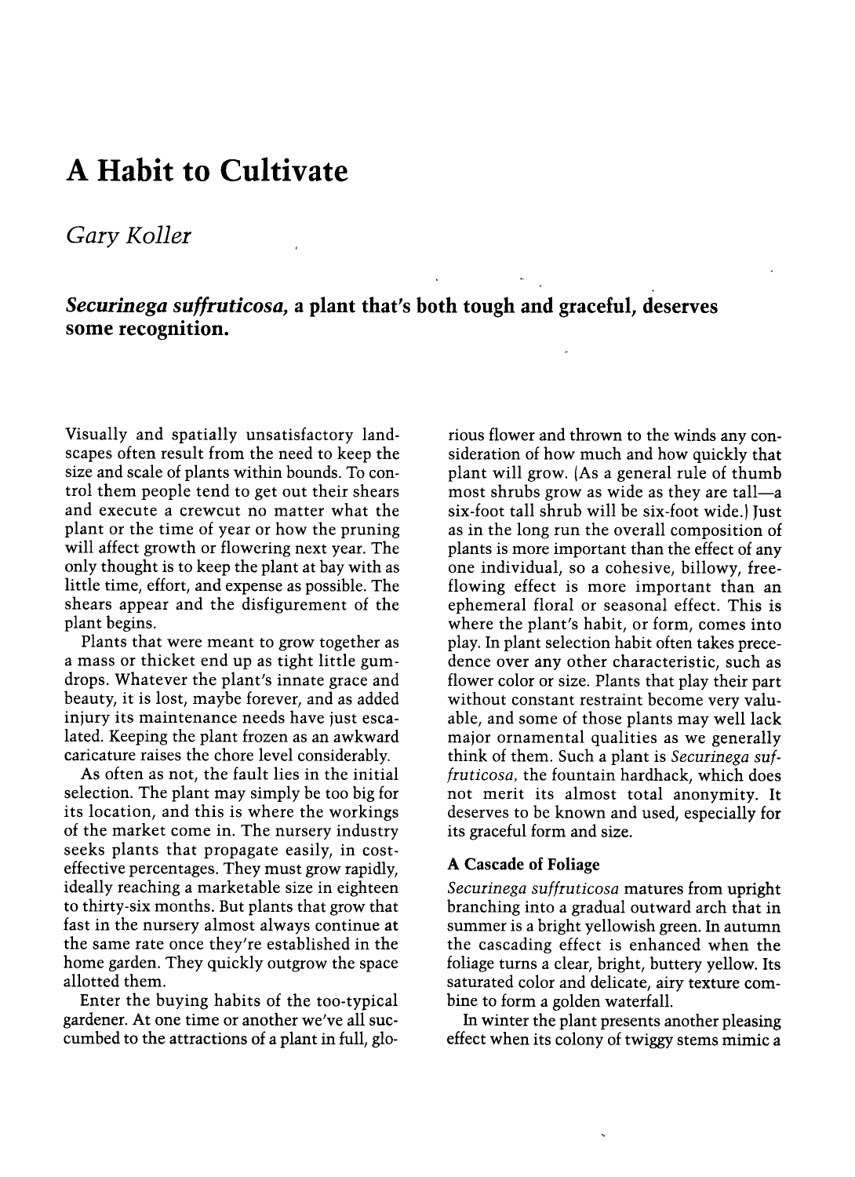# A Habit to Cultivate

*Gary Koller*

***Securinega suffruticosa*, a plant that's both tough and graceful, deserves some recognition.**

Visually and spatially unsatisfactory landscapes often result from the need to keep the size and scale of plants within bounds. To control them people tend to get out their shears and execute a crewcut no matter what the plant or the time of year or how the pruning will affect growth or flowering next year. The only thought is to keep the plant at bay with as little time, effort, and expense as possible. The shears appear and the disfigurement of the plant begins.

Plants that were meant to grow together as a mass or thicket end up as tight little gumdrops. Whatever the plant's innate grace and beauty, it is lost, maybe forever, and as added injury its maintenance needs have just escalated. Keeping the plant frozen as an awkward caricature raises the chore level considerably.

As often as not, the fault lies in the initial selection. The plant may simply be too big for its location, and this is where the workings of the market come in. The nursery industry seeks plants that propagate easily, in cost-effective percentages. They must grow rapidly, ideally reaching a marketable size in eighteen to thirty-six months. But plants that grow that fast in the nursery almost always continue at the same rate once they're established in the home garden. They quickly outgrow the space allotted them.

Enter the buying habits of the too-typical gardener. At one time or another we've all succumbed to the attractions of a plant in full, glorious flower and thrown to the winds any consideration of how much and how quickly that plant will grow. (As a general rule of thumb most shrubs grow as wide as they are tall—a six-foot tall shrub will be six-foot wide.) Just as in the long run the overall composition of plants is more important than the effect of any one individual, so a cohesive, billowy, free-flowing effect is more important than an ephemeral floral or seasonal effect. This is where the plant's habit, or form, comes into play. In plant selection habit often takes precedence over any other characteristic, such as flower color or size. Plants that play their part without constant restraint become very valuable, and some of those plants may well lack major ornamental qualities as we generally think of them. Such a plant is *Securinega suffruticosa*, the fountain hardhack, which does not merit its almost total anonymity. It deserves to be known and used, especially for its graceful form and size.

## A Cascade of Foliage

*Securinega suffruticosa* matures from upright branching into a gradual outward arch that in summer is a bright yellowish green. In autumn the cascading effect is enhanced when the foliage turns a clear, bright, buttery yellow. Its saturated color and delicate, airy texture combine to form a golden waterfall.

In winter the plant presents another pleasing effect when its colony of twiggy stems mimic a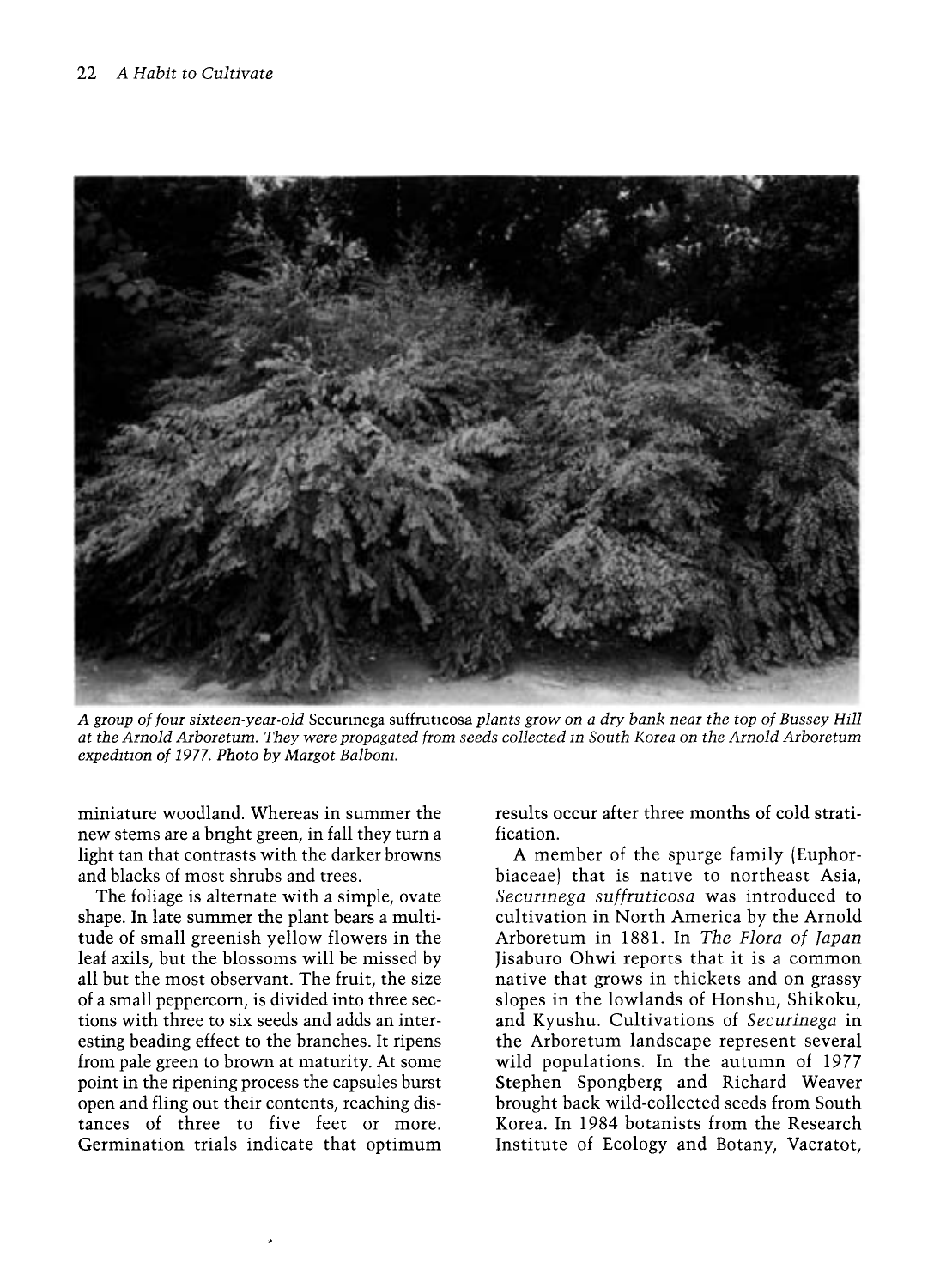*A group of four sixteen-year-old* Securinega suffruticosa *plants grow on a dry bank near the top of Bussey Hill at the Arnold Arboretum. They were propagated from seeds collected in South Korea on the Arnold Arboretum expedition of 1977. Photo by Margot Balboni.*

miniature woodland. Whereas in summer the new stems are a bright green, in fall they turn a light tan that contrasts with the darker browns and blacks of most shrubs and trees.

The foliage is alternate with a simple, ovate shape. In late summer the plant bears a multitude of small greenish yellow flowers in the leaf axils, but the blossoms will be missed by all but the most observant. The fruit, the size of a small peppercorn, is divided into three sections with three to six seeds and adds an interesting beading effect to the branches. It ripens from pale green to brown at maturity. At some point in the ripening process the capsules burst open and fling out their contents, reaching distances of three to five feet or more. Germination trials indicate that optimum results occur after three months of cold stratification.

A member of the spurge family (Euphorbiaceae) that is native to northeast Asia, *Securinega suffruticosa* was introduced to cultivation in North America by the Arnold Arboretum in 1881. In *The Flora of Japan* Jisaburo Ohwi reports that it is a common native that grows in thickets and on grassy slopes in the lowlands of Honshu, Shikoku, and Kyushu. Cultivations of *Securinega* in the Arboretum landscape represent several wild populations. In the autumn of 1977 Stephen Spongberg and Richard Weaver brought back wild-collected seeds from South Korea. In 1984 botanists from the Research Institute of Ecology and Botany, Vacratot,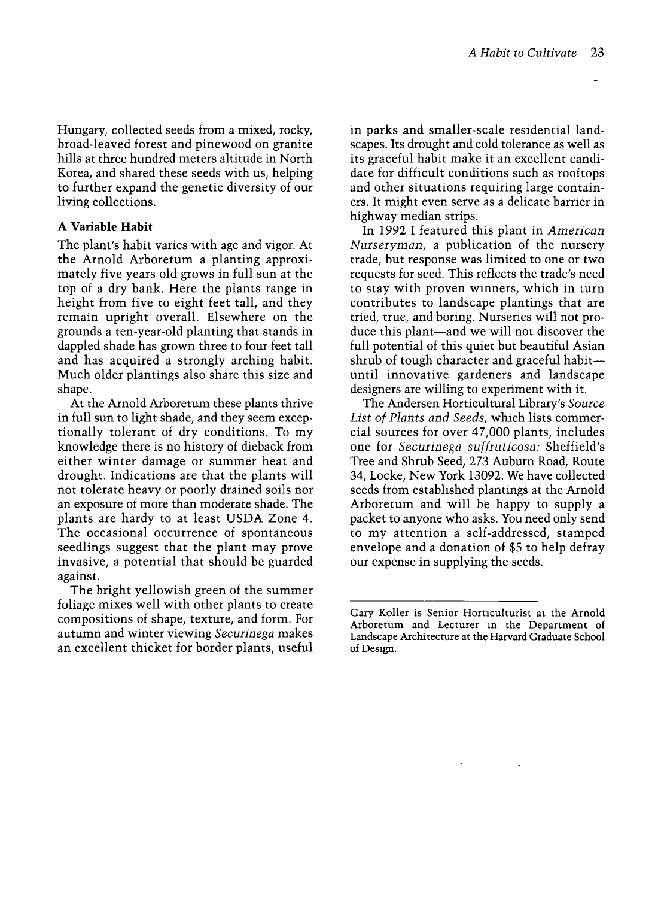Hungary, collected seeds from a mixed, rocky, broad-leaved forest and pinewood on granite hills at three hundred meters altitude in North Korea, and shared these seeds with us, helping to further expand the genetic diversity of our living collections.

### A Variable Habit

The plant's habit varies with age and vigor. At the Arnold Arboretum a planting approximately five years old grows in full sun at the top of a dry bank. Here the plants range in height from five to eight feet tall, and they remain upright overall. Elsewhere on the grounds a ten-year-old planting that stands in dappled shade has grown three to four feet tall and has acquired a strongly arching habit. Much older plantings also share this size and shape.

At the Arnold Arboretum these plants thrive in full sun to light shade, and they seem exceptionally tolerant of dry conditions. To my knowledge there is no history of dieback from either winter damage or summer heat and drought. Indications are that the plants will not tolerate heavy or poorly drained soils nor an exposure of more than moderate shade. The plants are hardy to at least USDA Zone 4. The occasional occurrence of spontaneous seedlings suggest that the plant may prove invasive, a potential that should be guarded against.

The bright yellowish green of the summer foliage mixes well with other plants to create compositions of shape, texture, and form. For autumn and winter viewing *Securinega* makes an excellent thicket for border plants, useful in parks and smaller-scale residential landscapes. Its drought and cold tolerance as well as its graceful habit make it an excellent candidate for difficult conditions such as rooftops and other situations requiring large containers. It might even serve as a delicate barrier in highway median strips.

In 1992 I featured this plant in *American Nurseryman*, a publication of the nursery trade, but response was limited to one or two requests for seed. This reflects the trade's need to stay with proven winners, which in turn contributes to landscape plantings that are tried, true, and boring. Nurseries will not produce this plant—and we will not discover the full potential of this quiet but beautiful Asian shrub of tough character and graceful habit—until innovative gardeners and landscape designers are willing to experiment with it.

The Andersen Horticultural Library's *Source List of Plants and Seeds*, which lists commercial sources for over 47,000 plants, includes one for *Securinega suffruticosa:* Sheffield's Tree and Shrub Seed, 273 Auburn Road, Route 34, Locke, New York 13092. We have collected seeds from established plantings at the Arnold Arboretum and will be happy to supply a packet to anyone who asks. You need only send to my attention a self-addressed, stamped envelope and a donation of $5 to help defray our expense in supplying the seeds.

---

Gary Koller is Senior Horticulturist at the Arnold Arboretum and Lecturer in the Department of Landscape Architecture at the Harvard Graduate School of Design.